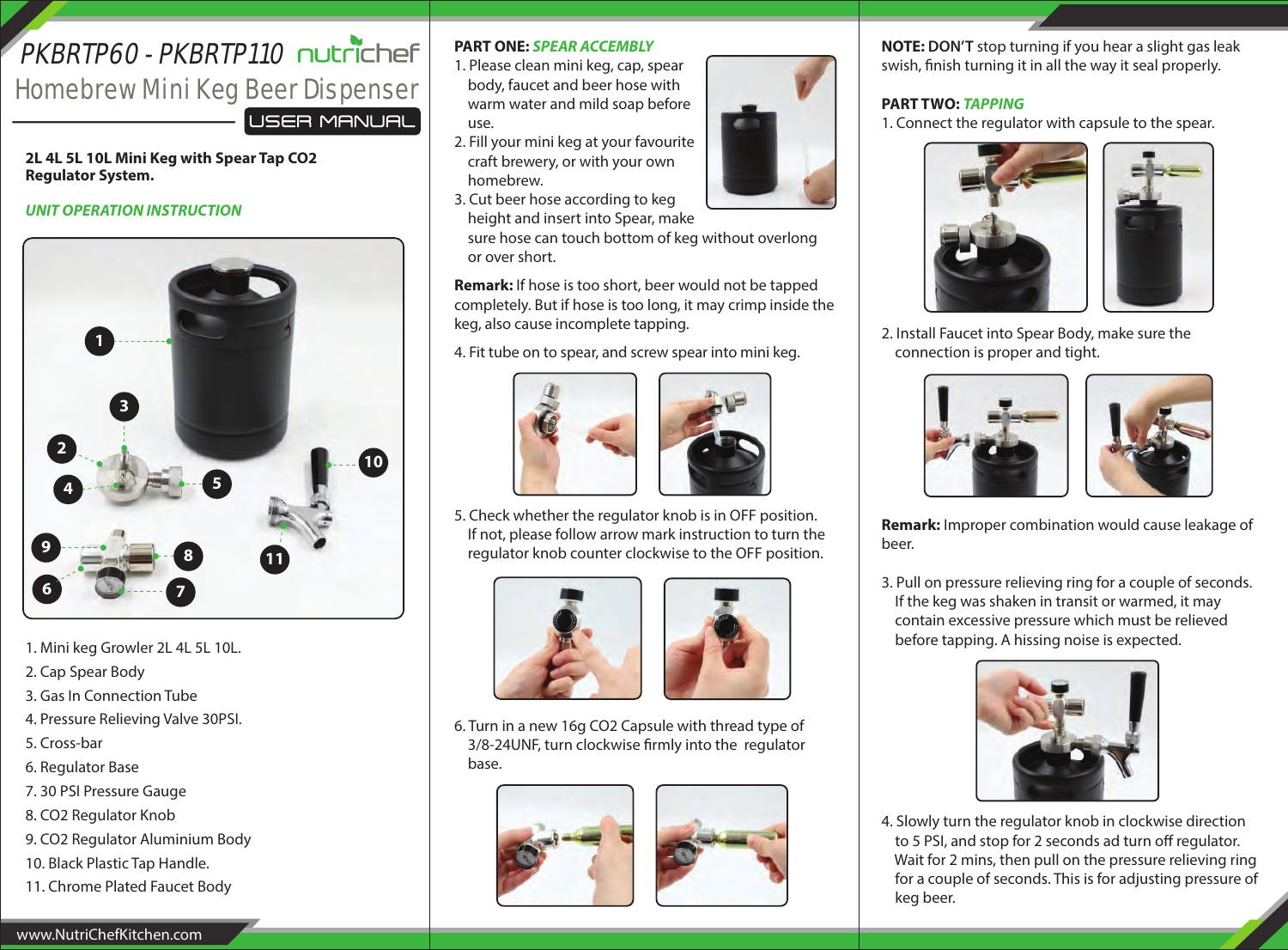# PKBRTP60 - PKBRTP110 nutrichef

## Homebrew Mini Keg Beer Dispenser

USER MANUAL

**2L 4L 5L 10L Mini Keg with Spear Tap CO2 Regulator System.**

***UNIT OPERATION INSTRUCTION***

1. Mini keg Growler 2L 4L 5L 10L.
2. Cap Spear Body
3. Gas In Connection Tube
4. Pressure Relieving Valve 30PSI.
5. Cross-bar
6. Regulator Base
7. 30 PSI Pressure Gauge
8. CO2 Regulator Knob
9. CO2 Regulator Aluminium Body
10. Black Plastic Tap Handle.
11. Chrome Plated Faucet Body

www.NutriChefKitchen.com

**PART ONE:** ***SPEAR ACCEMBLY***

1. Please clean mini keg, cap, spear body, faucet and beer hose with warm water and mild soap before use.
2. Fill your mini keg at your favourite craft brewery, or with your own homebrew.
3. Cut beer hose according to keg height and insert into Spear, make sure hose can touch bottom of keg without overlong or over short.

**Remark:** If hose is too short, beer would not be tapped completely. But if hose is too long, it may crimp inside the keg, also cause incomplete tapping.

4. Fit tube on to spear, and screw spear into mini keg.
5. Check whether the regulator knob is in OFF position. If not, please follow arrow mark instruction to turn the regulator knob counter clockwise to the OFF position.
6. Turn in a new 16g CO2 Capsule with thread type of 3/8-24UNF, turn clockwise firmly into the regulator base.

**NOTE: DON'T** stop turning if you hear a slight gas leak swish, finish turning it in all the way it seal properly.

**PART TWO:** ***TAPPING***

1. Connect the regulator with capsule to the spear.
2. Install Faucet into Spear Body, make sure the connection is proper and tight.

**Remark:** Improper combination would cause leakage of beer.

3. Pull on pressure relieving ring for a couple of seconds. If the keg was shaken in transit or warmed, it may contain excessive pressure which must be relieved before tapping. A hissing noise is expected.
4. Slowly turn the regulator knob in clockwise direction to 5 PSI, and stop for 2 seconds ad turn off regulator. Wait for 2 mins, then pull on the pressure relieving ring for a couple of seconds. This is for adjusting pressure of keg beer.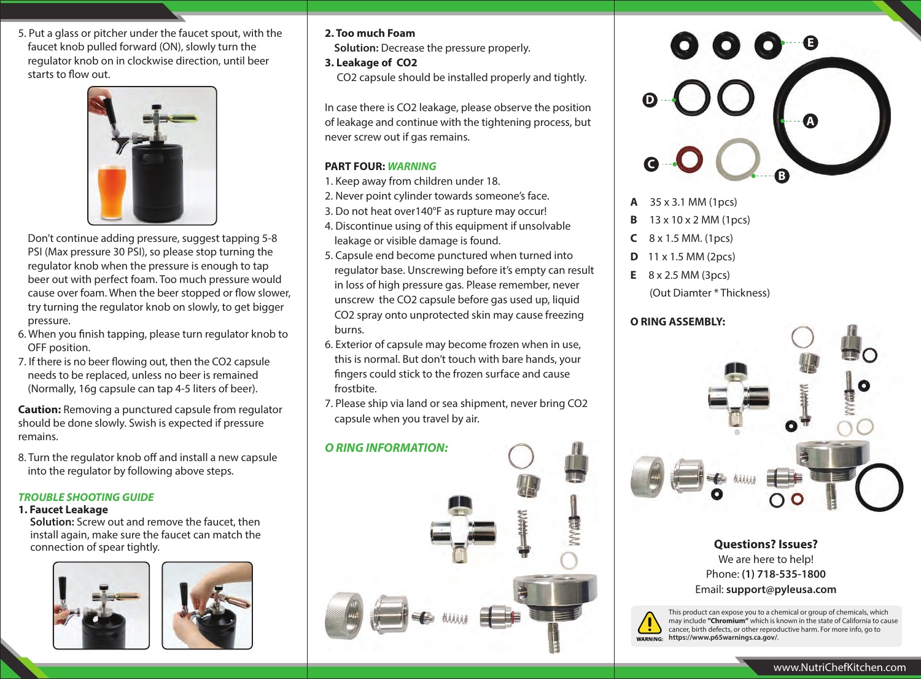5. Put a glass or pitcher under the faucet spout, with the faucet knob pulled forward (ON), slowly turn the regulator knob on in clockwise direction, until beer starts to flow out.

   Don't continue adding pressure, suggest tapping 5-8 PSI (Max pressure 30 PSI), so please stop turning the regulator knob when the pressure is enough to tap beer out with perfect foam. Too much pressure would cause over foam. When the beer stopped or flow slower, try turning the regulator knob on slowly, to get bigger pressure.
6. When you finish tapping, please turn regulator knob to OFF position.
7. If there is no beer flowing out, then the $CO_2$ capsule needs to be replaced, unless no beer is remained (Normally, 16g capsule can tap 4-5 liters of beer).

**Caution:** Removing a punctured capsule from regulator should be done slowly. Swish is expected if pressure remains.

8. Turn the regulator knob off and install a new capsule into the regulator by following above steps.

### *TROUBLE SHOOTING GUIDE*

**1. Faucet Leakage**
**Solution:** Screw out and remove the faucet, then install again, make sure the faucet can match the connection of spear tightly.

**2. Too much Foam**
**Solution:** Decrease the pressure properly.

**3. Leakage of $CO_2$**
$CO_2$ capsule should be installed properly and tightly.

In case there is $CO_2$ leakage, please observe the position of leakage and continue with the tightening process, but never screw out if gas remains.

### PART FOUR: *WARNING*

1. Keep away from children under 18.
2. Never point cylinder towards someone's face.
3. Do not heat over140°F as rupture may occur!
4. Discontinue using of this equipment if unsolvable leakage or visible damage is found.
5. Capsule end become punctured when turned into regulator base. Unscrewing before it's empty can result in loss of high pressure gas. Please remember, never unscrew the $CO_2$ capsule before gas used up, liquid $CO_2$ spray onto unprotected skin may cause freezing burns.
6. Exterior of capsule may become frozen when in use, this is normal. But don't touch with bare hands, your fingers could stick to the frozen surface and cause frostbite.
7. Please ship via land or sea shipment, never bring $CO_2$ capsule when you travel by air.

### *O RING INFORMATION:*

E

D

A

C

B

**A** 35 x 3.1 MM (1pcs)
**B** 13 x 10 x 2 MM (1pcs)
**C** 8 x 1.5 MM. (1pcs)
**D** 11 x 1.5 MM (2pcs)
**E** 8 x 2.5 MM (3pcs)
(Out Diamter * Thickness)

### O RING ASSEMBLY:

**Questions? Issues?**
We are here to help!
Phone: **(1) 718-535-1800**
Email: **support@pyleusa.com**

WARNING: This product can expose you to a chemical or group of chemicals, which may include **"Chromium"** which is known in the state of California to cause cancer, birth defects, or other reproductive harm. For more info, go to **https://www.p65warnings.ca.gov/**.

www.NutriChefKitchen.com